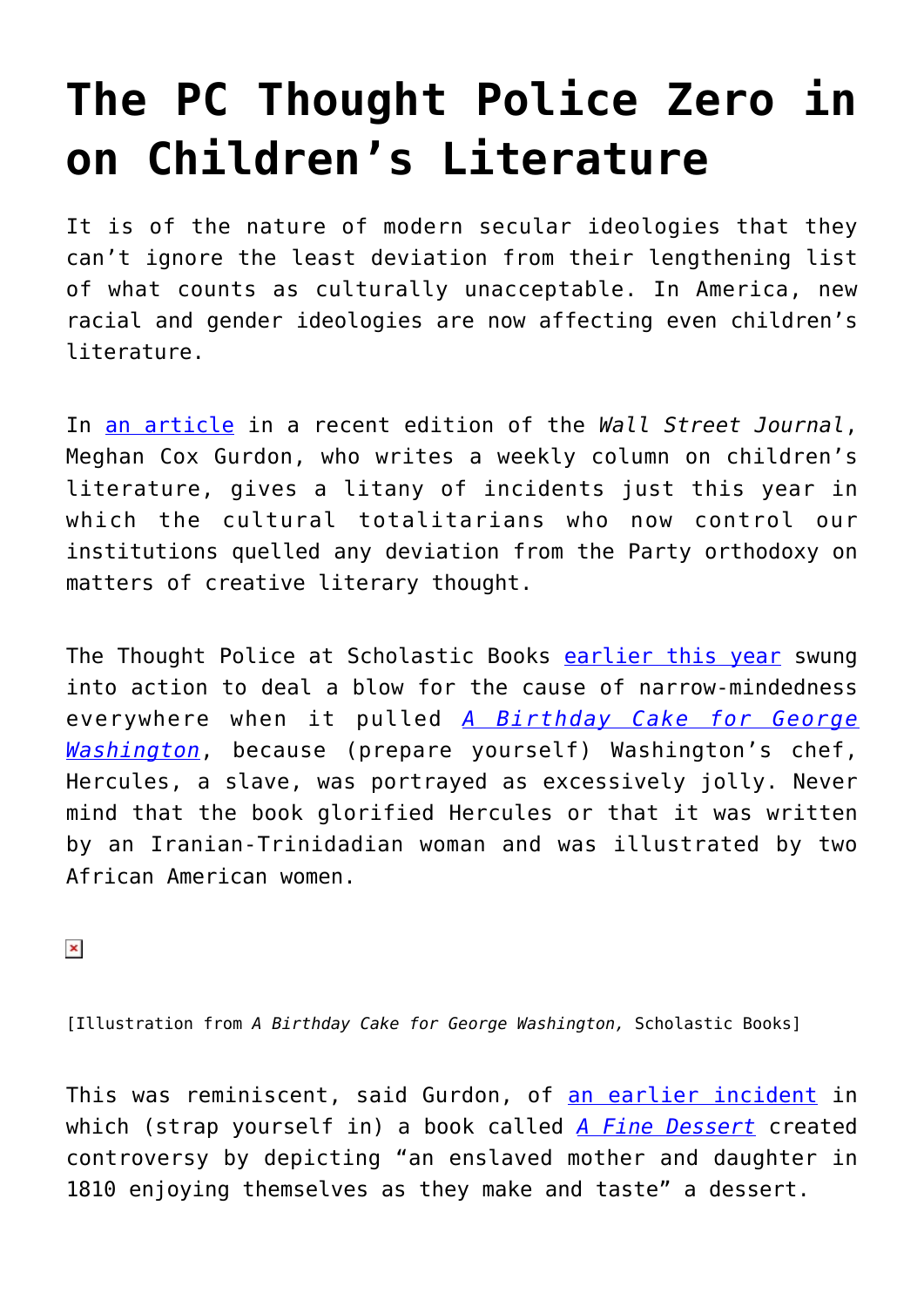# The PC Thought Police Zero in on Children's Literature

It is of the nature of modern secular ideologies that they can't ignore the least deviation from their lengthening list of what counts as culturally unacceptable. In America, new racial and gender ideologies are now affecting even children's literature.

In an article in a recent edition of the *Wall Street Journal*, Meghan Cox Gurdon, who writes a weekly column on children's literature, gives a litany of incidents just this year in which the cultural totalitarians who now control our institutions quelled any deviation from the Party orthodoxy on matters of creative literary thought.

The Thought Police at Scholastic Books earlier this year swung into action to deal a blow for the cause of narrow-mindedness everywhere when it pulled *A Birthday Cake for George Washington*, because (prepare yourself) Washington's chef, Hercules, a slave, was portrayed as excessively jolly. Never mind that the book glorified Hercules or that it was written by an Iranian-Trinidadian woman and was illustrated by two African American women.

[Illustration from *A Birthday Cake for George Washington,* Scholastic Books]

This was reminiscent, said Gurdon, of an earlier incident in which (strap yourself in) a book called *A Fine Dessert* created controversy by depicting "an enslaved mother and daughter in 1810 enjoying themselves as they make and taste" a dessert.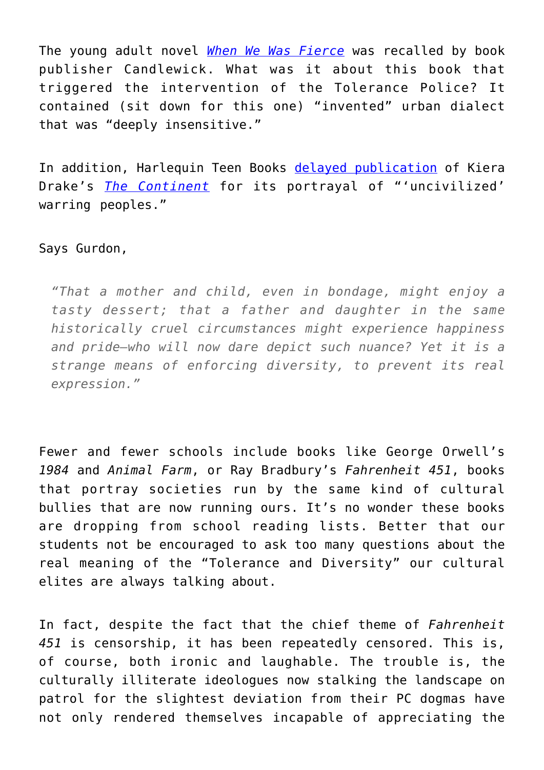The young adult novel [*When We Was Fierce*]() was recalled by book publisher Candlewick. What was it about this book that triggered the intervention of the Tolerance Police? It contained (sit down for this one) "invented" urban dialect that was "deeply insensitive."

In addition, Harlequin Teen Books [delayed publication]() of Kiera Drake's [*The Continent*]() for its portrayal of "'uncivilized' warring peoples."

Says Gurdon,

> *"That a mother and child, even in bondage, might enjoy a tasty dessert; that a father and daughter in the same historically cruel circumstances might experience happiness and pride—who will now dare depict such nuance? Yet it is a strange means of enforcing diversity, to prevent its real expression."*

Fewer and fewer schools include books like George Orwell's *1984* and *Animal Farm*, or Ray Bradbury's *Fahrenheit 451*, books that portray societies run by the same kind of cultural bullies that are now running ours. It's no wonder these books are dropping from school reading lists. Better that our students not be encouraged to ask too many questions about the real meaning of the "Tolerance and Diversity" our cultural elites are always talking about.

In fact, despite the fact that the chief theme of *Fahrenheit 451* is censorship, it has been repeatedly censored. This is, of course, both ironic and laughable. The trouble is, the culturally illiterate ideologues now stalking the landscape on patrol for the slightest deviation from their PC dogmas have not only rendered themselves incapable of appreciating the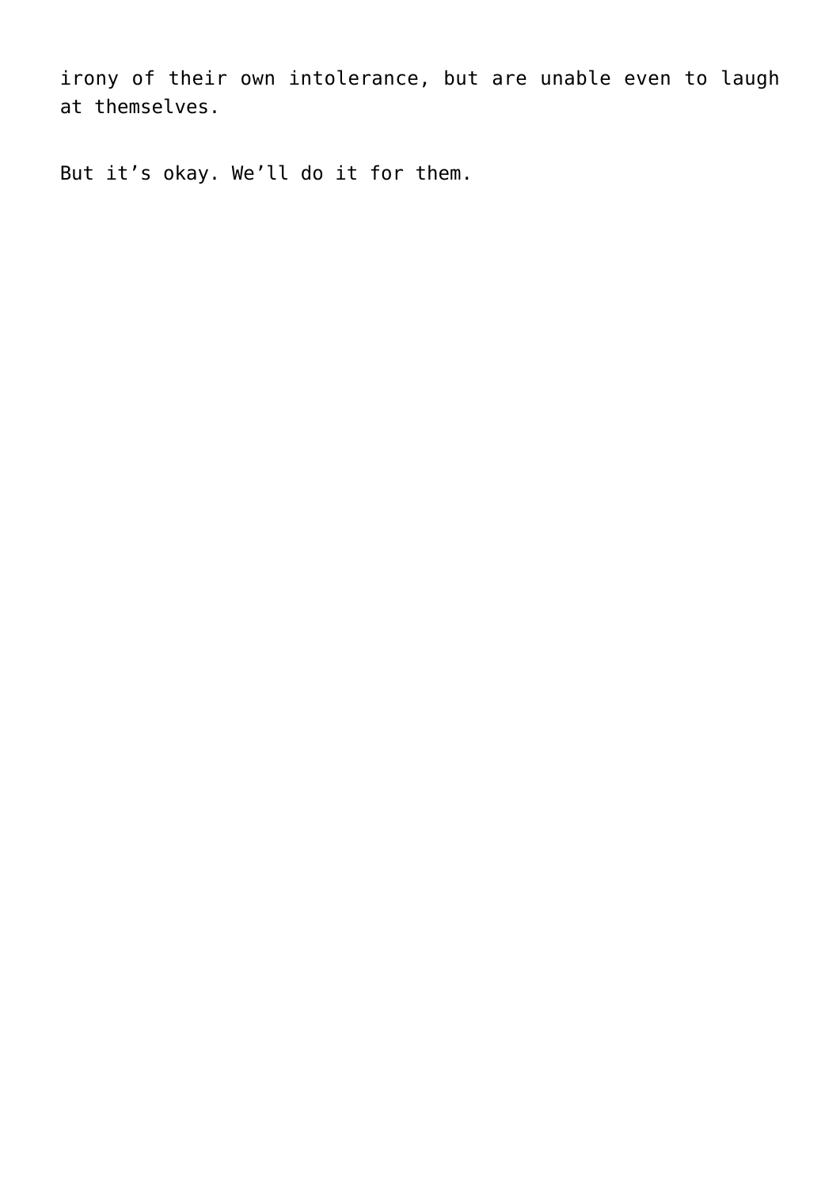irony of their own intolerance, but are unable even to laugh at themselves.

But it’s okay. We’ll do it for them.